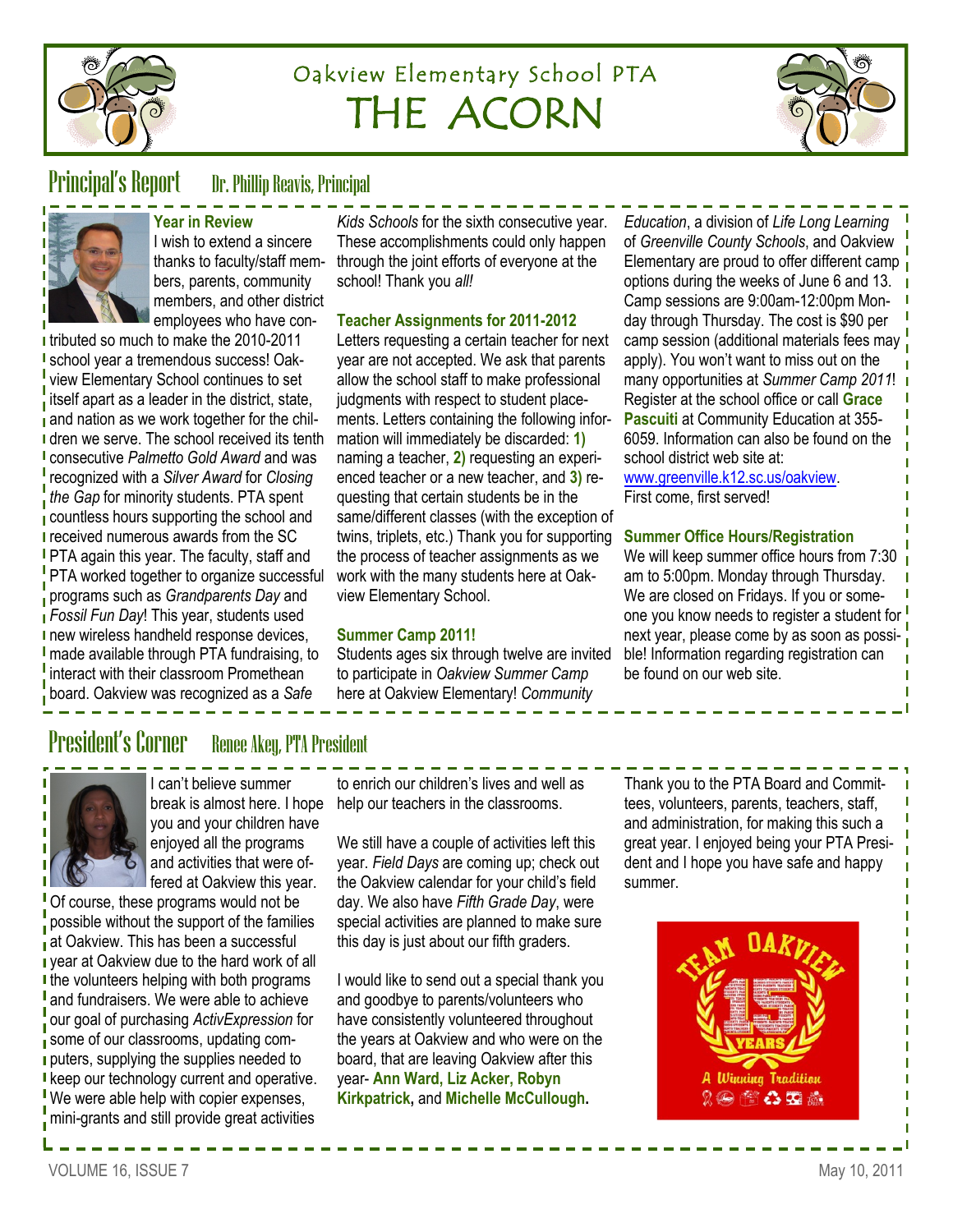# Oakview Elementary School PTA
# THE ACORN

## Principal's Report — Dr. Phillip Reavis, Principal

### Year in Review

I wish to extend a sincere thanks to faculty/staff members, parents, community members, and other district employees who have contributed so much to make the 2010-2011 school year a tremendous success! Oakview Elementary School continues to set itself apart as a leader in the district, state, and nation as we work together for the children we serve. The school received its tenth consecutive *Palmetto Gold Award* and was recognized with a *Silver Award* for *Closing the Gap* for minority students. PTA spent countless hours supporting the school and received numerous awards from the SC PTA again this year. The faculty, staff and PTA worked together to organize successful programs such as *Grandparents Day* and *Fossil Fun Day*! This year, students used new wireless handheld response devices, made available through PTA fundraising, to interact with their classroom Promethean board. Oakview was recognized as a *Safe Kids Schools* for the sixth consecutive year. These accomplishments could only happen through the joint efforts of everyone at the school! Thank you *all!*

### Teacher Assignments for 2011-2012

Letters requesting a certain teacher for next year are not accepted. We ask that parents allow the school staff to make professional judgments with respect to student placements. Letters containing the following information will immediately be discarded: **1)** naming a teacher, **2)** requesting an experienced teacher or a new teacher, and **3)** requesting that certain students be in the same/different classes (with the exception of twins, triplets, etc.) Thank you for supporting the process of teacher assignments as we work with the many students here at Oakview Elementary School.

### Summer Camp 2011!

Students ages six through twelve are invited to participate in *Oakview Summer Camp* here at Oakview Elementary! *Community Education*, a division of *Life Long Learning* of *Greenville County Schools*, and Oakview Elementary are proud to offer different camp options during the weeks of June 6 and 13. Camp sessions are 9:00am-12:00pm Monday through Thursday. The cost is $90 per camp session (additional materials fees may apply). You won't want to miss out on the many opportunities at *Summer Camp 2011*! Register at the school office or call **Grace Pascuiti** at Community Education at 355-6059. Information can also be found on the school district web site at: www.greenville.k12.sc.us/oakview. First come, first served!

### Summer Office Hours/Registration

We will keep summer office hours from 7:30 am to 5:00pm. Monday through Thursday. We are closed on Fridays. If you or someone you know needs to register a student for next year, please come by as soon as possible! Information regarding registration can be found on our web site.

## President's Corner — Renee Akey, PTA President

I can't believe summer break is almost here. I hope you and your children have enjoyed all the programs and activities that were offered at Oakview this year. Of course, these programs would not be possible without the support of the families at Oakview. This has been a successful year at Oakview due to the hard work of all the volunteers helping with both programs and fundraisers. We were able to achieve our goal of purchasing *ActivExpression* for some of our classrooms, updating computers, supplying the supplies needed to keep our technology current and operative. We were able help with copier expenses, mini-grants and still provide great activities to enrich our children's lives and well as help our teachers in the classrooms.

We still have a couple of activities left this year. *Field Days* are coming up; check out the Oakview calendar for your child's field day. We also have *Fifth Grade Day*, were special activities are planned to make sure this day is just about our fifth graders.

I would like to send out a special thank you and goodbye to parents/volunteers who have consistently volunteered throughout the years at Oakview and who were on the board, that are leaving Oakview after this year- **Ann Ward, Liz Acker, Robyn Kirkpatrick**, and **Michelle McCullough.**

Thank you to the PTA Board and Committees, volunteers, parents, teachers, staff, and administration, for making this such a great year. I enjoyed being your PTA President and I hope you have safe and happy summer.

TEAM OAKVIEW — 15 YEARS — A Winning Tradition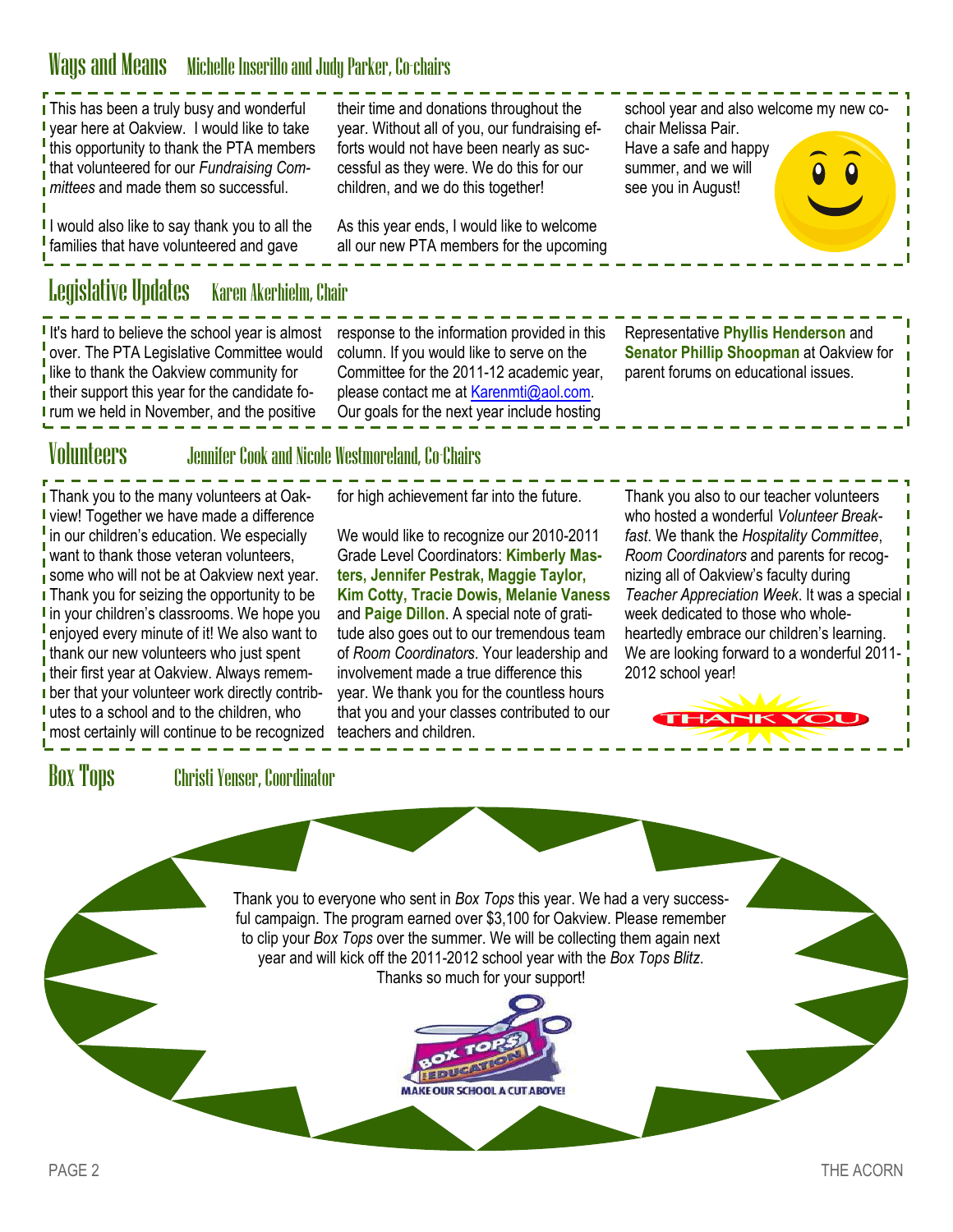## Ways and Means — Michelle Inserillo and Judy Parker, Co-chairs

This has been a truly busy and wonderful year here at Oakview. I would like to take this opportunity to thank the PTA members that volunteered for our *Fundraising Committees* and made them so successful.

I would also like to say thank you to all the families that have volunteered and gave their time and donations throughout the year. Without all of you, our fundraising efforts would not have been nearly as successful as they were. We do this for our children, and we do this together!

As this year ends, I would like to welcome all our new PTA members for the upcoming school year and also welcome my new co-chair Melissa Pair.

Have a safe and happy summer, and we will see you in August!

## Legislative Updates — Karen Akerhielm, Chair

It's hard to believe the school year is almost over. The PTA Legislative Committee would like to thank the Oakview community for their support this year for the candidate forum we held in November, and the positive response to the information provided in this column. If you would like to serve on the Committee for the 2011-12 academic year, please contact me at Karenmti@aol.com. Our goals for the next year include hosting Representative **Phyllis Henderson** and **Senator Phillip Shoopman** at Oakview for parent forums on educational issues.

## Volunteers — Jennifer Cook and Nicole Westmoreland, Co-Chairs

Thank you to the many volunteers at Oakview! Together we have made a difference in our children's education. We especially want to thank those veteran volunteers, some who will not be at Oakview next year. Thank you for seizing the opportunity to be in your children's classrooms. We hope you enjoyed every minute of it! We also want to thank our new volunteers who just spent their first year at Oakview. Always remember that your volunteer work directly contributes to a school and to the children, who most certainly will continue to be recognized for high achievement far into the future.

We would like to recognize our 2010-2011 Grade Level Coordinators: **Kimberly Masters, Jennifer Pestrak, Maggie Taylor, Kim Cotty, Tracie Dowis, Melanie Vaness** and **Paige Dillon**. A special note of gratitude also goes out to our tremendous team of *Room Coordinators*. Your leadership and involvement made a true difference this year. We thank you for the countless hours that you and your classes contributed to our teachers and children.

Thank you also to our teacher volunteers who hosted a wonderful *Volunteer Breakfast*. We thank the *Hospitality Committee*, *Room Coordinators* and parents for recognizing all of Oakview's faculty during *Teacher Appreciation Week*. It was a special week dedicated to those who wholeheartedly embrace our children's learning. We are looking forward to a wonderful 2011-2012 school year!

## Box Tops — Christi Yenser, Coordinator

Thank you to everyone who sent in *Box Tops* this year. We had a very successful campaign. The program earned over $3,100 for Oakview. Please remember to clip your *Box Tops* over the summer. We will be collecting them again next year and will kick off the 2011-2012 school year with the *Box Tops Blitz*. Thanks so much for your support!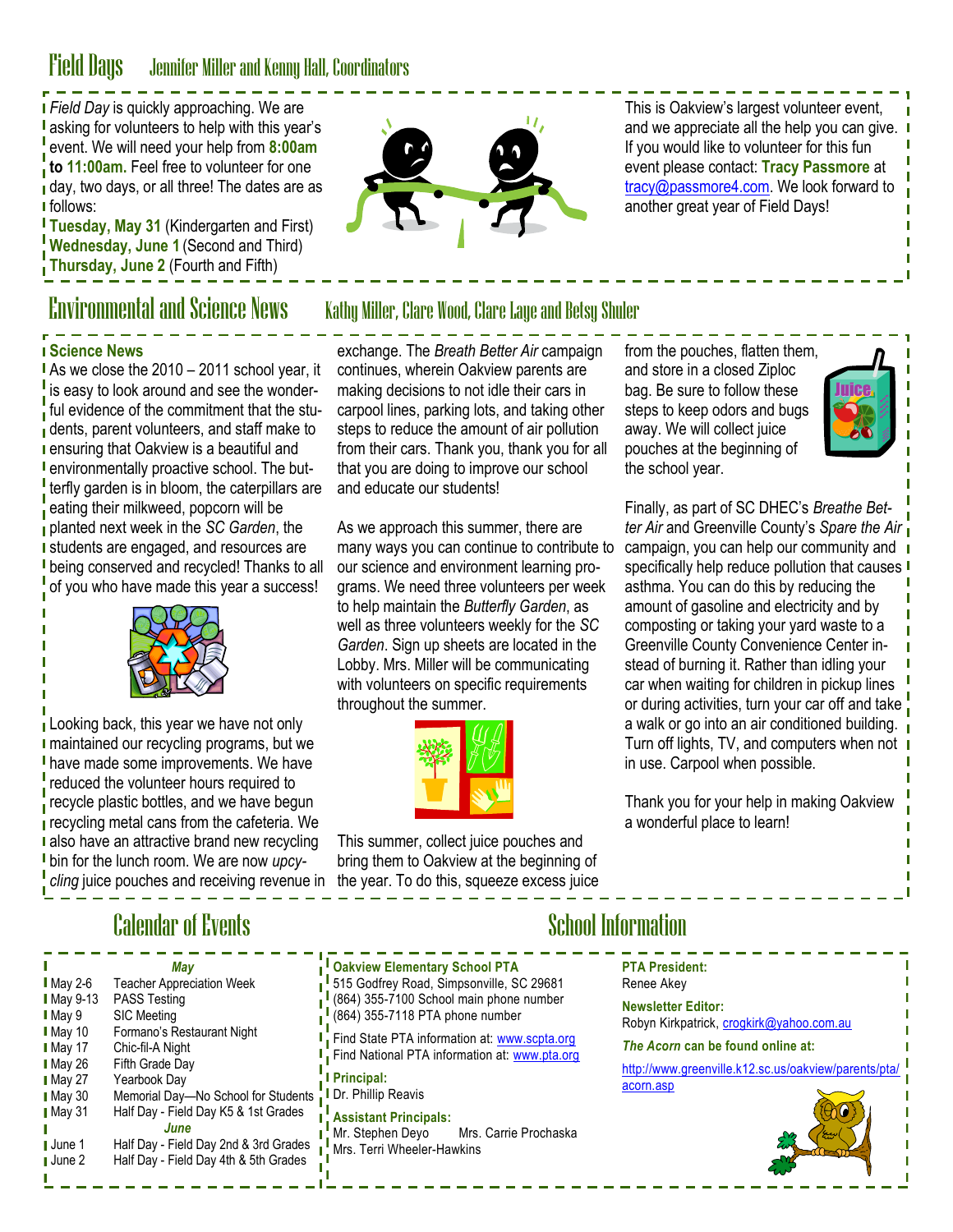## Field Days

Jennifer Miller and Kenny Hall, Coordinators

*Field Day* is quickly approaching. We are asking for volunteers to help with this year's event. We will need your help from **8:00am to 11:00am.** Feel free to volunteer for one day, two days, or all three! The dates are as follows:

**Tuesday, May 31** (Kindergarten and First)
**Wednesday, June 1** (Second and Third)
**Thursday, June 2** (Fourth and Fifth)

This is Oakview's largest volunteer event, and we appreciate all the help you can give. If you would like to volunteer for this fun event please contact: **Tracy Passmore** at tracy@passmore4.com. We look forward to another great year of Field Days!

## Environmental and Science News

Kathy Miller, Clare Wood, Clare Laye and Betsy Shuler

**Science News**

As we close the 2010 – 2011 school year, it is easy to look around and see the wonderful evidence of the commitment that the students, parent volunteers, and staff make to ensuring that Oakview is a beautiful and environmentally proactive school. The butterfly garden is in bloom, the caterpillars are eating their milkweed, popcorn will be planted next week in the *SC Garden*, the students are engaged, and resources are being conserved and recycled! Thanks to all of you who have made this year a success!

Looking back, this year we have not only maintained our recycling programs, but we have made some improvements. We have reduced the volunteer hours required to recycle plastic bottles, and we have begun recycling metal cans from the cafeteria. We also have an attractive brand new recycling bin for the lunch room. We are now *upcycling* juice pouches and receiving revenue in exchange. The *Breath Better Air* campaign continues, wherein Oakview parents are making decisions to not idle their cars in carpool lines, parking lots, and taking other steps to reduce the amount of air pollution from their cars. Thank you, thank you for all that you are doing to improve our school and educate our students!

As we approach this summer, there are many ways you can continue to contribute to our science and environment learning programs. We need three volunteers per week to help maintain the *Butterfly Garden*, as well as three volunteers weekly for the *SC Garden*. Sign up sheets are located in the Lobby. Mrs. Miller will be communicating with volunteers on specific requirements throughout the summer.

This summer, collect juice pouches and bring them to Oakview at the beginning of the year. To do this, squeeze excess juice from the pouches, flatten them, and store in a closed Ziploc bag. Be sure to follow these steps to keep odors and bugs away. We will collect juice pouches at the beginning of the school year.

Finally, as part of SC DHEC's *Breathe Better Air* and Greenville County's *Spare the Air* campaign, you can help our community and specifically help reduce pollution that causes asthma. You can do this by reducing the amount of gasoline and electricity and by composting or taking your yard waste to a Greenville County Convenience Center instead of burning it. Rather than idling your car when waiting for children in pickup lines or during activities, turn your car off and take a walk or go into an air conditioned building. Turn off lights, TV, and computers when not in use. Carpool when possible.

Thank you for your help in making Oakview a wonderful place to learn!

## Calendar of Events

| | |
|---|---|
| | ***May*** |
| May 2-6 | Teacher Appreciation Week |
| May 9-13 | PASS Testing |
| May 9 | SIC Meeting |
| May 10 | Formano's Restaurant Night |
| May 17 | Chic-fil-A Night |
| May 26 | Fifth Grade Day |
| May 27 | Yearbook Day |
| May 30 | Memorial Day—No School for Students |
| May 31 | Half Day - Field Day K5 & 1st Grades |
| | ***June*** |
| June 1 | Half Day - Field Day 2nd & 3rd Grades |
| June 2 | Half Day - Field Day 4th & 5th Grades |

## School Information

**Oakview Elementary School PTA**
515 Godfrey Road, Simpsonville, SC 29681
(864) 355-7100 School main phone number
(864) 355-7118 PTA phone number

Find State PTA information at: www.scpta.org
Find National PTA information at: www.pta.org

**Principal:**
Dr. Phillip Reavis

**Assistant Principals:**
Mr. Stephen Deyo  Mrs. Carrie Prochaska
Mrs. Terri Wheeler-Hawkins

**PTA President:**
Renee Akey

**Newsletter Editor:**
Robyn Kirkpatrick, crogkirk@yahoo.com.au

***The Acorn* can be found online at:**

http://www.greenville.k12.sc.us/oakview/parents/pta/acorn.asp